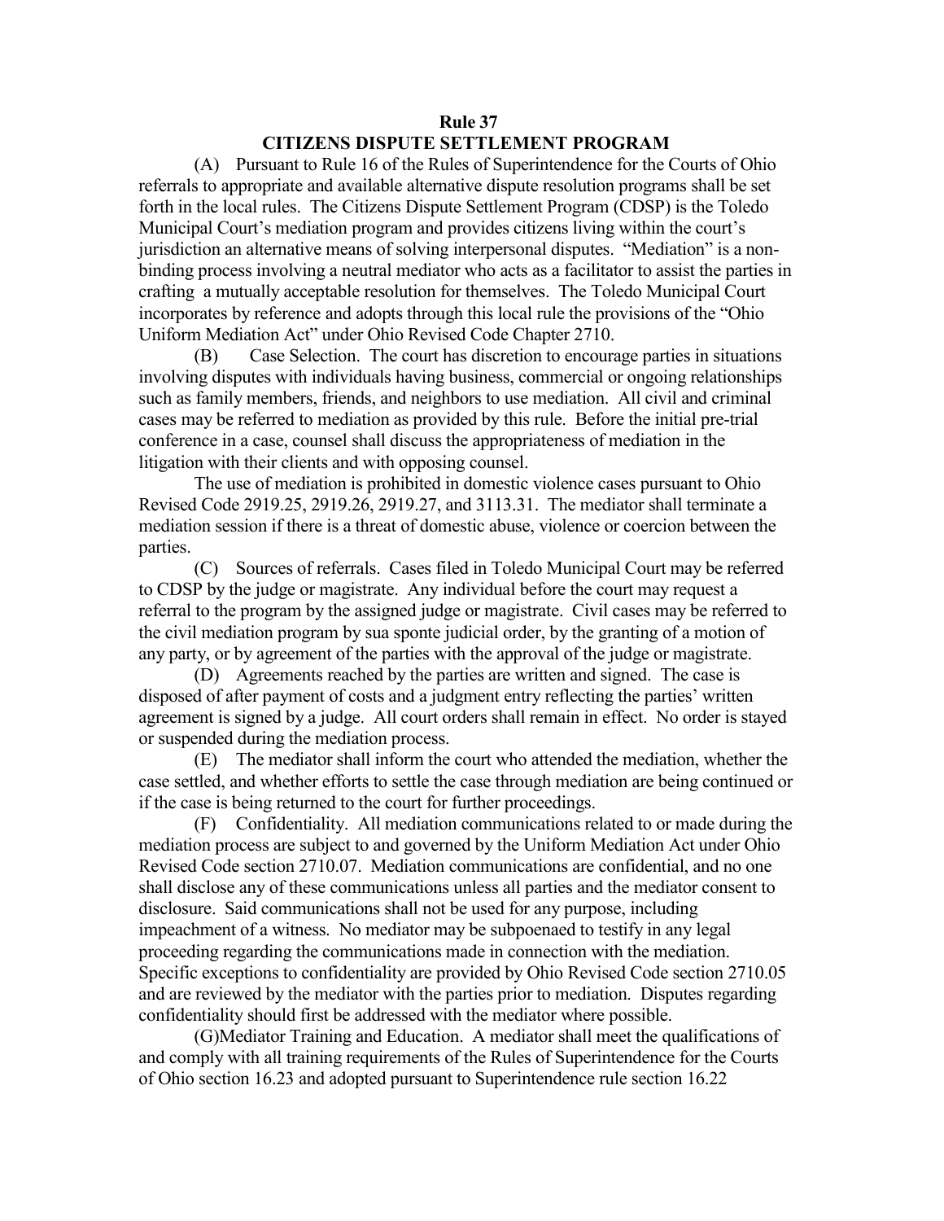# Rule 37

## CITIZENS DISPUTE SETTLEMENT PROGRAM

(A) Pursuant to Rule 16 of the Rules of Superintendence for the Courts of Ohio referrals to appropriate and available alternative dispute resolution programs shall be set forth in the local rules. The Citizens Dispute Settlement Program (CDSP) is the Toledo Municipal Court's mediation program and provides citizens living within the court's jurisdiction an alternative means of solving interpersonal disputes. "Mediation" is a non-binding process involving a neutral mediator who acts as a facilitator to assist the parties in crafting a mutually acceptable resolution for themselves. The Toledo Municipal Court incorporates by reference and adopts through this local rule the provisions of the "Ohio Uniform Mediation Act" under Ohio Revised Code Chapter 2710.

(B) Case Selection. The court has discretion to encourage parties in situations involving disputes with individuals having business, commercial or ongoing relationships such as family members, friends, and neighbors to use mediation. All civil and criminal cases may be referred to mediation as provided by this rule. Before the initial pre-trial conference in a case, counsel shall discuss the appropriateness of mediation in the litigation with their clients and with opposing counsel.

The use of mediation is prohibited in domestic violence cases pursuant to Ohio Revised Code 2919.25, 2919.26, 2919.27, and 3113.31. The mediator shall terminate a mediation session if there is a threat of domestic abuse, violence or coercion between the parties.

(C) Sources of referrals. Cases filed in Toledo Municipal Court may be referred to CDSP by the judge or magistrate. Any individual before the court may request a referral to the program by the assigned judge or magistrate. Civil cases may be referred to the civil mediation program by sua sponte judicial order, by the granting of a motion of any party, or by agreement of the parties with the approval of the judge or magistrate.

(D) Agreements reached by the parties are written and signed. The case is disposed of after payment of costs and a judgment entry reflecting the parties' written agreement is signed by a judge. All court orders shall remain in effect. No order is stayed or suspended during the mediation process.

(E) The mediator shall inform the court who attended the mediation, whether the case settled, and whether efforts to settle the case through mediation are being continued or if the case is being returned to the court for further proceedings.

(F) Confidentiality. All mediation communications related to or made during the mediation process are subject to and governed by the Uniform Mediation Act under Ohio Revised Code section 2710.07. Mediation communications are confidential, and no one shall disclose any of these communications unless all parties and the mediator consent to disclosure. Said communications shall not be used for any purpose, including impeachment of a witness. No mediator may be subpoenaed to testify in any legal proceeding regarding the communications made in connection with the mediation. Specific exceptions to confidentiality are provided by Ohio Revised Code section 2710.05 and are reviewed by the mediator with the parties prior to mediation. Disputes regarding confidentiality should first be addressed with the mediator where possible.

(G)Mediator Training and Education. A mediator shall meet the qualifications of and comply with all training requirements of the Rules of Superintendence for the Courts of Ohio section 16.23 and adopted pursuant to Superintendence rule section 16.22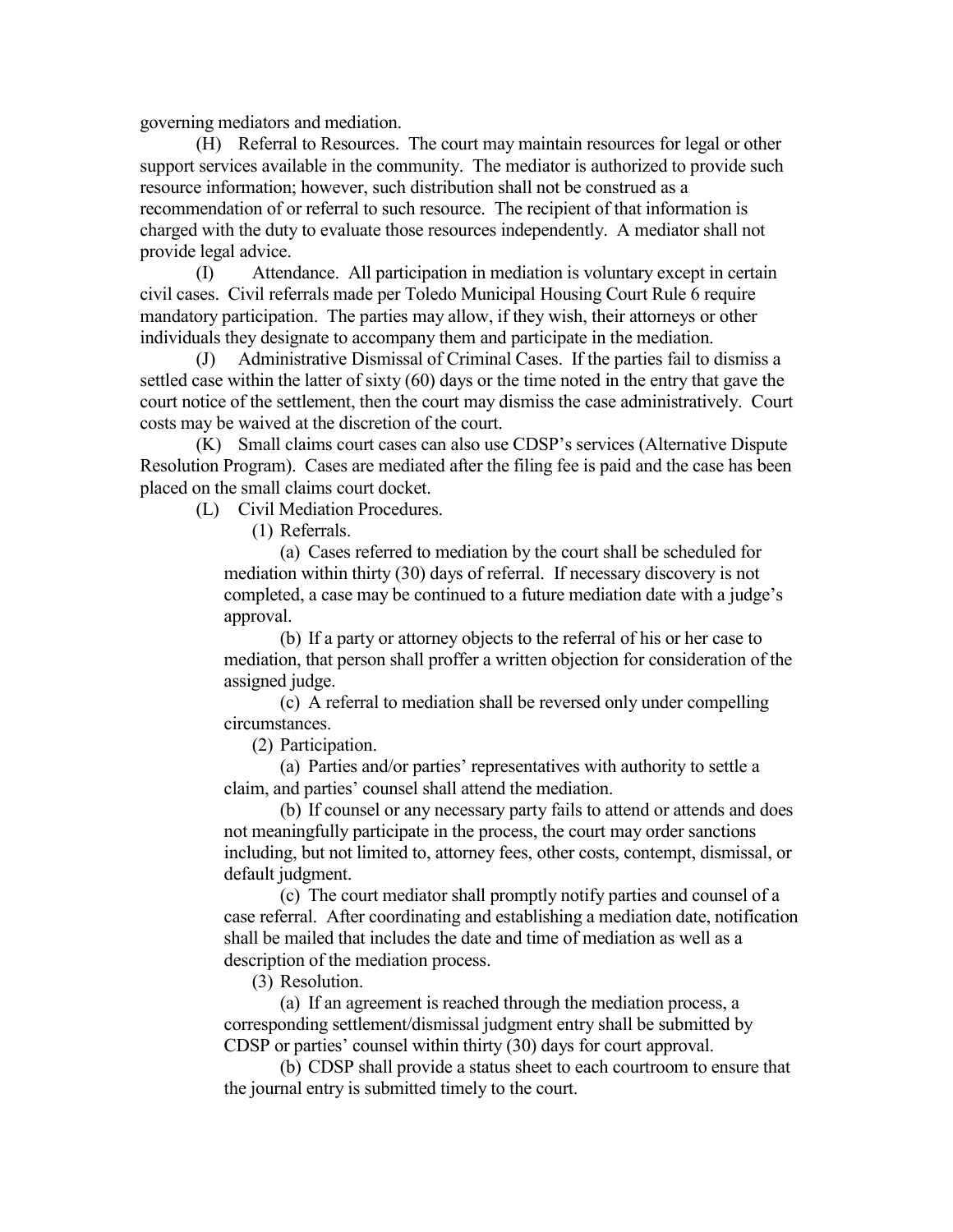governing mediators and mediation.

(H) Referral to Resources. The court may maintain resources for legal or other support services available in the community. The mediator is authorized to provide such resource information; however, such distribution shall not be construed as a recommendation of or referral to such resource. The recipient of that information is charged with the duty to evaluate those resources independently. A mediator shall not provide legal advice.

(I) Attendance. All participation in mediation is voluntary except in certain civil cases. Civil referrals made per Toledo Municipal Housing Court Rule 6 require mandatory participation. The parties may allow, if they wish, their attorneys or other individuals they designate to accompany them and participate in the mediation.

(J) Administrative Dismissal of Criminal Cases. If the parties fail to dismiss a settled case within the latter of sixty (60) days or the time noted in the entry that gave the court notice of the settlement, then the court may dismiss the case administratively. Court costs may be waived at the discretion of the court.

(K) Small claims court cases can also use CDSP's services (Alternative Dispute Resolution Program). Cases are mediated after the filing fee is paid and the case has been placed on the small claims court docket.

(L) Civil Mediation Procedures.

(1) Referrals.

(a) Cases referred to mediation by the court shall be scheduled for mediation within thirty (30) days of referral. If necessary discovery is not completed, a case may be continued to a future mediation date with a judge's approval.

(b) If a party or attorney objects to the referral of his or her case to mediation, that person shall proffer a written objection for consideration of the assigned judge.

(c) A referral to mediation shall be reversed only under compelling circumstances.

(2) Participation.

(a) Parties and/or parties' representatives with authority to settle a claim, and parties' counsel shall attend the mediation.

(b) If counsel or any necessary party fails to attend or attends and does not meaningfully participate in the process, the court may order sanctions including, but not limited to, attorney fees, other costs, contempt, dismissal, or default judgment.

(c) The court mediator shall promptly notify parties and counsel of a case referral. After coordinating and establishing a mediation date, notification shall be mailed that includes the date and time of mediation as well as a description of the mediation process.

(3) Resolution.

(a) If an agreement is reached through the mediation process, a corresponding settlement/dismissal judgment entry shall be submitted by CDSP or parties' counsel within thirty (30) days for court approval.

(b) CDSP shall provide a status sheet to each courtroom to ensure that the journal entry is submitted timely to the court.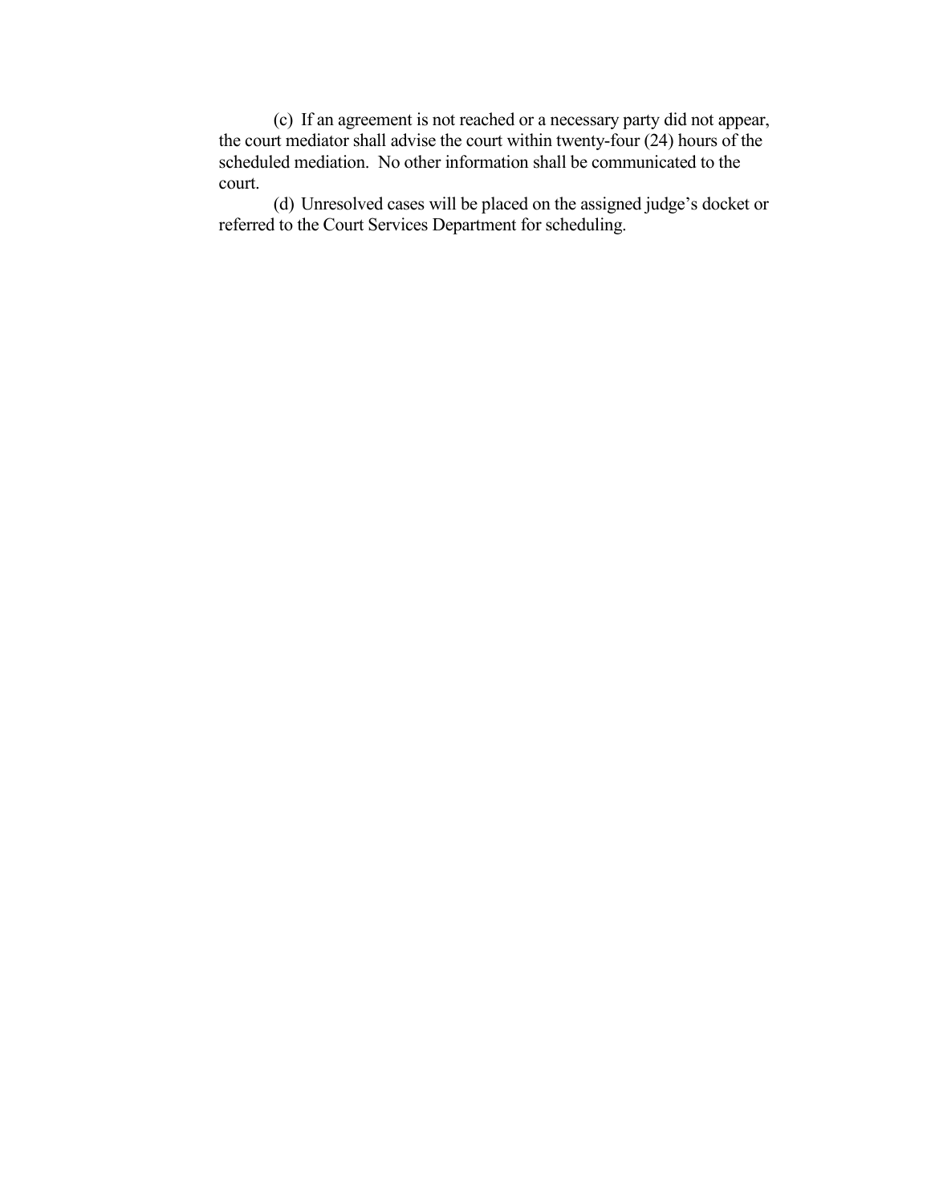(c) If an agreement is not reached or a necessary party did not appear, the court mediator shall advise the court within twenty-four (24) hours of the scheduled mediation. No other information shall be communicated to the court.

(d) Unresolved cases will be placed on the assigned judge's docket or referred to the Court Services Department for scheduling.